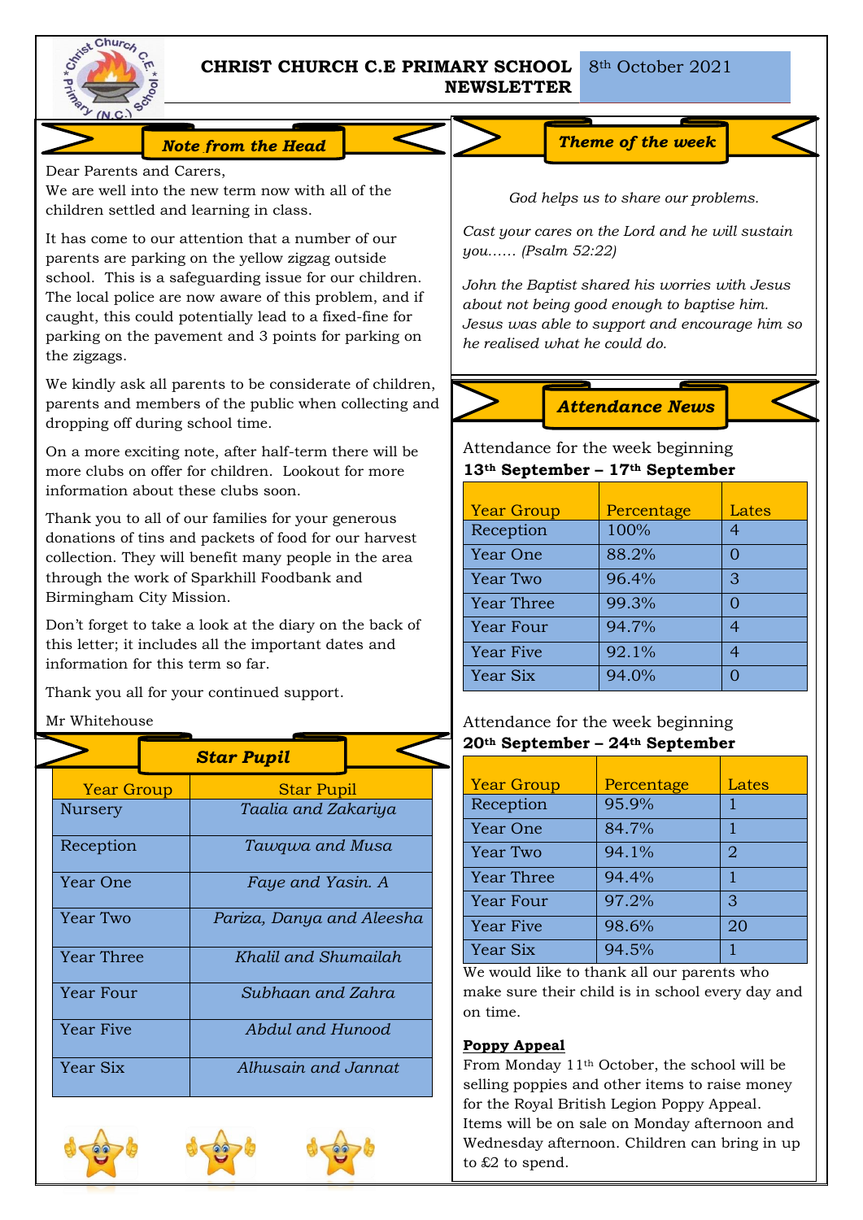# CHRIST CHURCH C.E PRIMARY SCHOOL NEWSLETTER

8th October 2021

## Note from the Head

Dear Parents and Carers,
We are well into the new term now with all of the children settled and learning in class.

It has come to our attention that a number of our parents are parking on the yellow zigzag outside school. This is a safeguarding issue for our children. The local police are now aware of this problem, and if caught, this could potentially lead to a fixed-fine for parking on the pavement and 3 points for parking on the zigzags.

We kindly ask all parents to be considerate of children, parents and members of the public when collecting and dropping off during school time.

On a more exciting note, after half-term there will be more clubs on offer for children. Lookout for more information about these clubs soon.

Thank you to all of our families for your generous donations of tins and packets of food for our harvest collection. They will benefit many people in the area through the work of Sparkhill Foodbank and Birmingham City Mission.

Don't forget to take a look at the diary on the back of this letter; it includes all the important dates and information for this term so far.

Thank you all for your continued support.

Mr Whitehouse

## Star Pupil

| Year Group | Star Pupil |
|---|---|
| Nursery | *Taalia and Zakariya* |
| Reception | *Tawqwa and Musa* |
| Year One | *Faye and Yasin. A* |
| Year Two | *Pariza, Danya and Aleesha* |
| Year Three | *Khalil and Shumailah* |
| Year Four | *Subhaan and Zahra* |
| Year Five | *Abdul and Hunood* |
| Year Six | *Alhusain and Jannat* |

## Theme of the week

*God helps us to share our problems.*

*Cast your cares on the Lord and he will sustain you…… (Psalm 52:22)*

*John the Baptist shared his worries with Jesus about not being good enough to baptise him. Jesus was able to support and encourage him so he realised what he could do.*

## Attendance News

Attendance for the week beginning
**13th September – 17th September**

| Year Group | Percentage | Lates |
|---|---|---|
| Reception | 100% | 4 |
| Year One | 88.2% | 0 |
| Year Two | 96.4% | 3 |
| Year Three | 99.3% | 0 |
| Year Four | 94.7% | 4 |
| Year Five | 92.1% | 4 |
| Year Six | 94.0% | 0 |

Attendance for the week beginning
**20th September – 24th September**

| Year Group | Percentage | Lates |
|---|---|---|
| Reception | 95.9% | 1 |
| Year One | 84.7% | 1 |
| Year Two | 94.1% | 2 |
| Year Three | 94.4% | 1 |
| Year Four | 97.2% | 3 |
| Year Five | 98.6% | 20 |
| Year Six | 94.5% | 1 |

We would like to thank all our parents who make sure their child is in school every day and on time.

**Poppy Appeal**

From Monday 11th October, the school will be selling poppies and other items to raise money for the Royal British Legion Poppy Appeal. Items will be on sale on Monday afternoon and Wednesday afternoon. Children can bring in up to £2 to spend.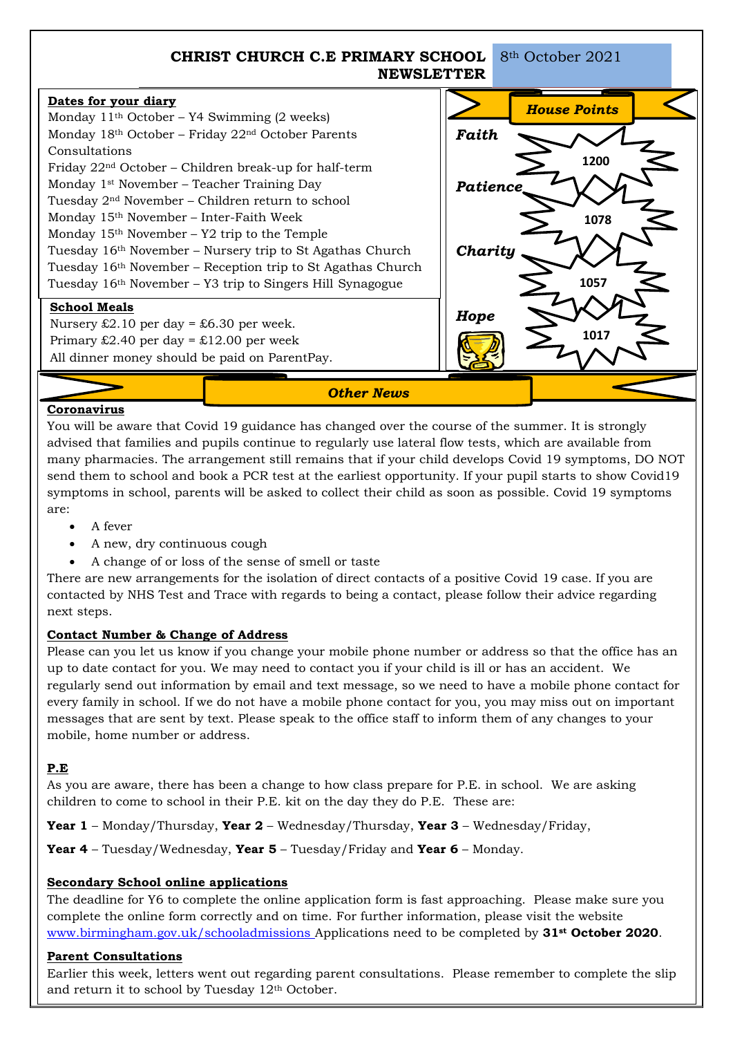# CHRIST CHURCH C.E PRIMARY SCHOOL NEWSLETTER

8th October 2021

**Dates for your diary**

Monday 11th October – Y4 Swimming (2 weeks)
Monday 18th October – Friday 22nd October Parents Consultations
Friday 22nd October – Children break-up for half-term
Monday 1st November – Teacher Training Day
Tuesday 2nd November – Children return to school
Monday 15th November – Inter-Faith Week
Monday 15th November – Y2 trip to the Temple
Tuesday 16th November – Nursery trip to St Agathas Church
Tuesday 16th November – Reception trip to St Agathas Church
Tuesday 16th November – Y3 trip to Singers Hill Synagogue

**School Meals**

Nursery £2.10 per day = £6.30 per week.
Primary £2.40 per day = £12.00 per week
All dinner money should be paid on ParentPay.

***House Points***

***Faith*** 1200

***Patience*** 1078

***Charity*** 1057

***Hope*** 1017

## *Other News*

**Coronavirus**

You will be aware that Covid 19 guidance has changed over the course of the summer. It is strongly advised that families and pupils continue to regularly use lateral flow tests, which are available from many pharmacies. The arrangement still remains that if your child develops Covid 19 symptoms, DO NOT send them to school and book a PCR test at the earliest opportunity. If your pupil starts to show Covid19 symptoms in school, parents will be asked to collect their child as soon as possible. Covid 19 symptoms are:

- A fever
- A new, dry continuous cough
- A change of or loss of the sense of smell or taste

There are new arrangements for the isolation of direct contacts of a positive Covid 19 case. If you are contacted by NHS Test and Trace with regards to being a contact, please follow their advice regarding next steps.

**Contact Number & Change of Address**

Please can you let us know if you change your mobile phone number or address so that the office has an up to date contact for you. We may need to contact you if your child is ill or has an accident. We regularly send out information by email and text message, so we need to have a mobile phone contact for every family in school. If we do not have a mobile phone contact for you, you may miss out on important messages that are sent by text. Please speak to the office staff to inform them of any changes to your mobile, home number or address.

**P.E**

As you are aware, there has been a change to how class prepare for P.E. in school. We are asking children to come to school in their P.E. kit on the day they do P.E. These are:

**Year 1** – Monday/Thursday, **Year 2** – Wednesday/Thursday, **Year 3** – Wednesday/Friday,

**Year 4** – Tuesday/Wednesday, **Year 5** – Tuesday/Friday and **Year 6** – Monday.

**Secondary School online applications**

The deadline for Y6 to complete the online application form is fast approaching. Please make sure you complete the online form correctly and on time. For further information, please visit the website www.birmingham.gov.uk/schooladmissions Applications need to be completed by **31st October 2020**.

**Parent Consultations**

Earlier this week, letters went out regarding parent consultations. Please remember to complete the slip and return it to school by Tuesday 12th October.